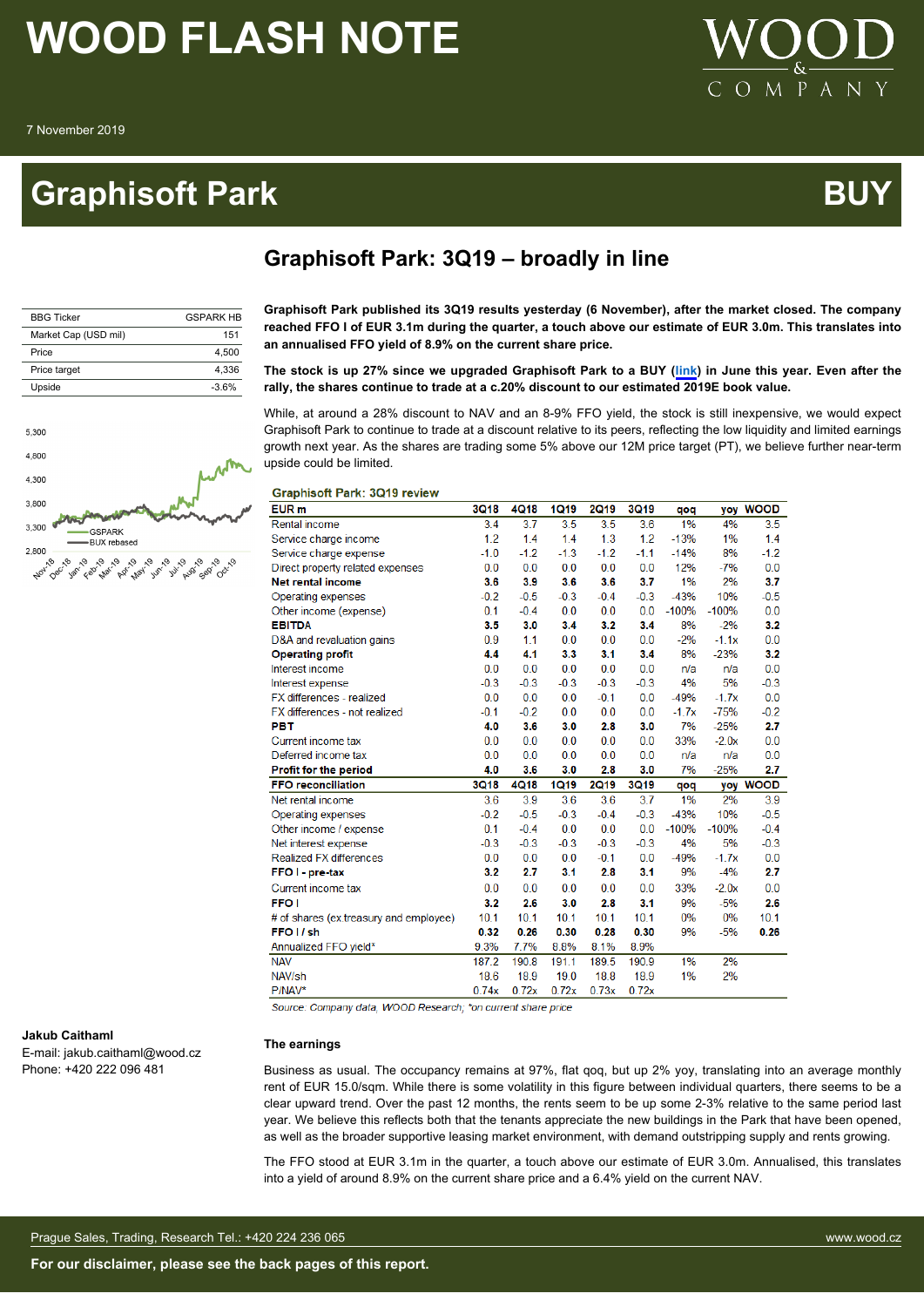# WOOD FLASH NOTE

7 November 2019

# Graphisoft Park

**BUY**

## Graphisoft Park: 3Q19 – broadly in line

| BBG Ticker | GSPARK HB |
|---|---|
| Market Cap (USD mil) | 151 |
| Price | 4,500 |
| Price target | 4,336 |
| Upside | -3.6% |

**Graphisoft Park published its 3Q19 results yesterday (6 November), after the market closed. The company reached FFO I of EUR 3.1m during the quarter, a touch above our estimate of EUR 3.0m. This translates into an annualised FFO yield of 8.9% on the current share price.**

**The stock is up 27% since we upgraded Graphisoft Park to a BUY (link) in June this year. Even after the rally, the shares continue to trade at a c.20% discount to our estimated 2019E book value.**

While, at around a 28% discount to NAV and an 8-9% FFO yield, the stock is still inexpensive, we would expect Graphisoft Park to continue to trade at a discount relative to its peers, reflecting the low liquidity and limited earnings growth next year. As the shares are trading some 5% above our 12M price target (PT), we believe further near-term upside could be limited.

**Graphisoft Park: 3Q19 review**

| EUR m | 3Q18 | 4Q18 | 1Q19 | 2Q19 | 3Q19 | qoq | yoy | WOOD |
|---|---|---|---|---|---|---|---|---|
| Rental income | 3.4 | 3.7 | 3.5 | 3.5 | 3.6 | 1% | 4% | 3.5 |
| Service charge income | 1.2 | 1.4 | 1.4 | 1.3 | 1.2 | -13% | 1% | 1.4 |
| Service charge expense | -1.0 | -1.2 | -1.3 | -1.2 | -1.1 | -14% | 8% | -1.2 |
| Direct property related expenses | 0.0 | 0.0 | 0.0 | 0.0 | 0.0 | 12% | -7% | 0.0 |
| **Net rental income** | **3.6** | **3.9** | **3.6** | **3.6** | **3.7** | 1% | 2% | **3.7** |
| Operating expenses | -0.2 | -0.5 | -0.3 | -0.4 | -0.3 | -43% | 10% | -0.5 |
| Other income (expense) | 0.1 | -0.4 | 0.0 | 0.0 | 0.0 | -100% | -100% | 0.0 |
| **EBITDA** | **3.5** | **3.0** | **3.4** | **3.2** | **3.4** | 8% | -2% | **3.2** |
| D&A and revaluation gains | 0.9 | 1.1 | 0.0 | 0.0 | 0.0 | -2% | -1.1x | 0.0 |
| **Operating profit** | **4.4** | **4.1** | **3.3** | **3.1** | **3.4** | 8% | -23% | **3.2** |
| Interest income | 0.0 | 0.0 | 0.0 | 0.0 | 0.0 | n/a | n/a | 0.0 |
| Interest expense | -0.3 | -0.3 | -0.3 | -0.3 | -0.3 | 4% | 5% | -0.3 |
| FX differences - realized | 0.0 | 0.0 | 0.0 | -0.1 | 0.0 | -49% | -1.7x | 0.0 |
| FX differences - not realized | -0.1 | -0.2 | 0.0 | 0.0 | 0.0 | -1.7x | -75% | -0.2 |
| **PBT** | **4.0** | **3.6** | **3.0** | **2.8** | **3.0** | 7% | -25% | **2.7** |
| Current income tax | 0.0 | 0.0 | 0.0 | 0.0 | 0.0 | 33% | -2.0x | 0.0 |
| Deferred income tax | 0.0 | 0.0 | 0.0 | 0.0 | 0.0 | n/a | n/a | 0.0 |
| **Profit for the period** | **4.0** | **3.6** | **3.0** | **2.8** | **3.0** | 7% | -25% | **2.7** |
| **FFO reconciliation** | **3Q18** | **4Q18** | **1Q19** | **2Q19** | **3Q19** | **qoq** | **yoy** | **WOOD** |
| Net rental income | 3.6 | 3.9 | 3.6 | 3.6 | 3.7 | 1% | 2% | 3.9 |
| Operating expenses | -0.2 | -0.5 | -0.3 | -0.4 | -0.3 | -43% | 10% | -0.5 |
| Other income / expense | 0.1 | -0.4 | 0.0 | 0.0 | 0.0 | -100% | -100% | -0.4 |
| Net interest expense | -0.3 | -0.3 | -0.3 | -0.3 | -0.3 | 4% | 5% | -0.3 |
| Realized FX differences | 0.0 | 0.0 | 0.0 | -0.1 | 0.0 | -49% | -1.7x | 0.0 |
| **FFO I - pre-tax** | **3.2** | **2.7** | **3.1** | **2.8** | **3.1** | 9% | -4% | **2.7** |
| Current income tax | 0.0 | 0.0 | 0.0 | 0.0 | 0.0 | 33% | -2.0x | 0.0 |
| **FFO I** | **3.2** | **2.6** | **3.0** | **2.8** | **3.1** | 9% | -5% | **2.6** |
| # of shares (ex treasury and employee) | 10.1 | 10.1 | 10.1 | 10.1 | 10.1 | 0% | 0% | 10.1 |
| **FFO I / sh** | **0.32** | **0.26** | **0.30** | **0.28** | **0.30** | 9% | -5% | **0.26** |
| Annualized FFO yield* | 9.3% | 7.7% | 8.8% | 8.1% | 8.9% | | | |
| NAV | 187.2 | 190.8 | 191.1 | 189.5 | 190.9 | 1% | 2% | |
| NAV/sh | 18.6 | 18.9 | 19.0 | 18.8 | 18.9 | 1% | 2% | |
| P/NAV* | 0.74x | 0.72x | 0.72x | 0.73x | 0.72x | | | |

*Source: Company data, WOOD Research, *on current share price*

**Jakub Caithaml**
E-mail: jakub.caithaml@wood.cz
Phone: +420 222 096 481

### The earnings

Business as usual. The occupancy remains at 97%, flat qoq, but up 2% yoy, translating into an average monthly rent of EUR 15.0/sqm. While there is some volatility in this figure between individual quarters, there seems to be a clear upward trend. Over the past 12 months, the rents seem to be up some 2-3% relative to the same period last year. We believe this reflects both that the tenants appreciate the new buildings in the Park that have been opened, as well as the broader supportive leasing market environment, with demand outstripping supply and rents growing.

The FFO stood at EUR 3.1m in the quarter, a touch above our estimate of EUR 3.0m. Annualised, this translates into a yield of around 8.9% on the current share price and a 6.4% yield on the current NAV.

Prague Sales, Trading, Research Tel.: +420 224 236 065 www.wood.cz

**For our disclaimer, please see the back pages of this report.**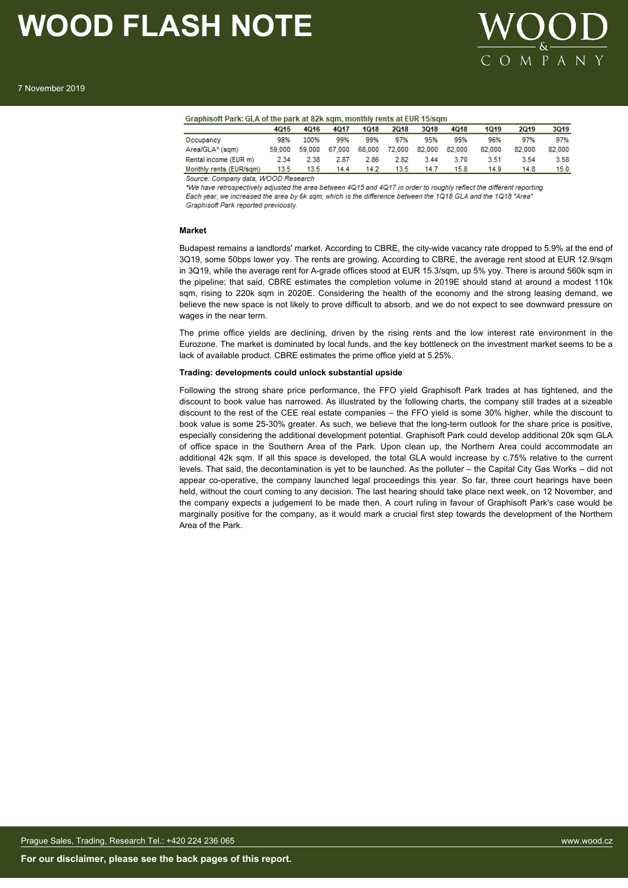**Graphisoft Park: GLA of the park at 82k sqm, monthly rents at EUR 15/sqm**

| | 4Q15 | 4Q16 | 4Q17 | 1Q18 | 2Q18 | 3Q18 | 4Q18 | 1Q19 | 2Q19 | 3Q19 |
|---|---|---|---|---|---|---|---|---|---|---|
| Occupancy | 98% | 100% | 99% | 99% | 97% | 95% | 95% | 96% | 97% | 97% |
| Area/GLA* (sqm) | 59,000 | 59,000 | 67,000 | 68,000 | 72,000 | 82,000 | 82,000 | 82,000 | 82,000 | 82,000 |
| Rental income (EUR m) | 2.34 | 2.38 | 2.87 | 2.86 | 2.82 | 3.44 | 3.70 | 3.51 | 3.54 | 3.58 |
| Monthly rents (EUR/sqm) | 13.5 | 13.5 | 14.4 | 14.2 | 13.5 | 14.7 | 15.8 | 14.9 | 14.8 | 15.0 |

*Source: Company data, WOOD Research*

*\*We have retrospectively adjusted the area between 4Q15 and 4Q17 in order to roughly reflect the different reporting. Each year, we increased the area by 6k sqm, which is the difference between the 1Q18 GLA and the 1Q18 "Area" Graphisoft Park reported previously.*

**Market**

Budapest remains a landlords' market. According to CBRE, the city-wide vacancy rate dropped to 5.9% at the end of 3Q19, some 50bps lower yoy. The rents are growing. According to CBRE, the average rent stood at EUR 12.9/sqm in 3Q19, while the average rent for A-grade offices stood at EUR 15.3/sqm, up 5% yoy. There is around 560k sqm in the pipeline; that said, CBRE estimates the completion volume in 2019E should stand at around a modest 110k sqm, rising to 220k sqm in 2020E. Considering the health of the economy and the strong leasing demand, we believe the new space is not likely to prove difficult to absorb, and we do not expect to see downward pressure on wages in the near term.

The prime office yields are declining, driven by the rising rents and the low interest rate environment in the Eurozone. The market is dominated by local funds, and the key bottleneck on the investment market seems to be a lack of available product. CBRE estimates the prime office yield at 5.25%.

**Trading: developments could unlock substantial upside**

Following the strong share price performance, the FFO yield Graphisoft Park trades at has tightened, and the discount to book value has narrowed. As illustrated by the following charts, the company still trades at a sizeable discount to the rest of the CEE real estate companies – the FFO yield is some 30% higher, while the discount to book value is some 25-30% greater. As such, we believe that the long-term outlook for the share price is positive, especially considering the additional development potential. Graphisoft Park could develop additional 20k sqm GLA of office space in the Southern Area of the Park. Upon clean up, the Northern Area could accommodate an additional 42k sqm. If all this space is developed, the total GLA would increase by c.75% relative to the current levels. That said, the decontamination is yet to be launched. As the polluter – the Capital City Gas Works – did not appear co-operative, the company launched legal proceedings this year. So far, three court hearings have been held, without the court coming to any decision. The last hearing should take place next week, on 12 November, and the company expects a judgement to be made then. A court ruling in favour of Graphisoft Park's case would be marginally positive for the company, as it would mark a crucial first step towards the development of the Northern Area of the Park.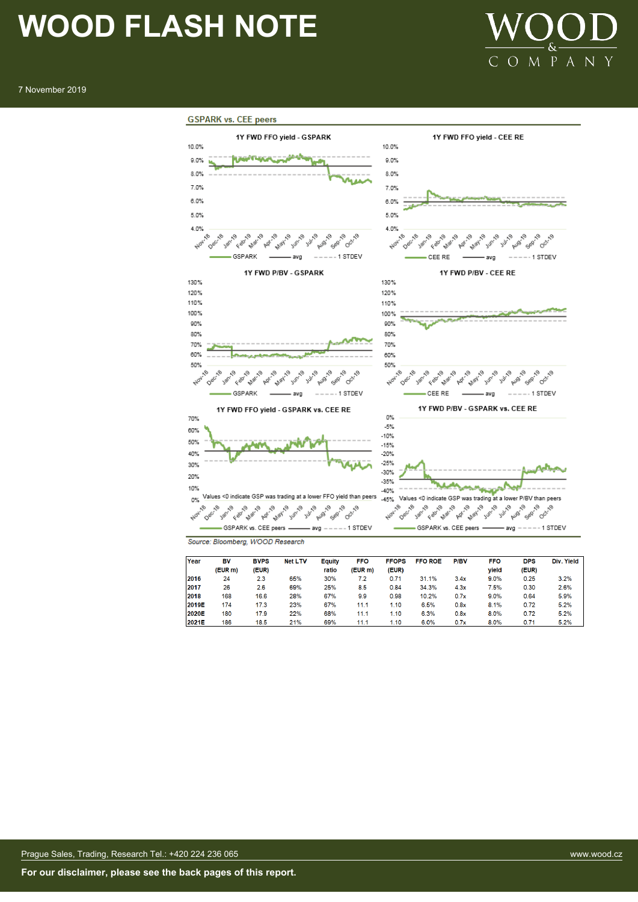## GSPARK vs. CEE peers

1Y FWD FFO yield - GSPARK

1Y FWD FFO yield - CEE RE

1Y FWD P/BV - GSPARK

1Y FWD P/BV - CEE RE

1Y FWD FFO yield - GSPARK vs. CEE RE

Values <0 indicate GSP was trading at a lower FFO yield than peers

1Y FWD P/BV - GSPARK vs. CEE RE

Values <0 indicate GSP was trading at a lower P/BV than peers

*Source: Bloomberg, WOOD Research*

| Year | BV (EUR m) | BVPS (EUR) | Net LTV | Equity ratio | FFO (EUR m) | FFOPS (EUR) | FFO ROE | P/BV | FFO yield | DPS (EUR) | Div. Yield |
|---|---|---|---|---|---|---|---|---|---|---|---|
| 2016 | 24 | 2.3 | 65% | 30% | 7.2 | 0.71 | 31.1% | 3.4x | 9.0% | 0.25 | 3.2% |
| 2017 | 26 | 2.6 | 69% | 25% | 8.5 | 0.84 | 34.3% | 4.3x | 7.5% | 0.30 | 2.6% |
| 2018 | 168 | 16.6 | 28% | 67% | 9.9 | 0.98 | 10.2% | 0.7x | 9.0% | 0.64 | 5.9% |
| 2019E | 174 | 17.3 | 23% | 67% | 11.1 | 1.10 | 6.5% | 0.8x | 8.1% | 0.72 | 5.2% |
| 2020E | 180 | 17.9 | 22% | 68% | 11.1 | 1.10 | 6.3% | 0.8x | 8.0% | 0.72 | 5.2% |
| 2021E | 186 | 18.5 | 21% | 69% | 11.1 | 1.10 | 6.0% | 0.7x | 8.0% | 0.71 | 5.2% |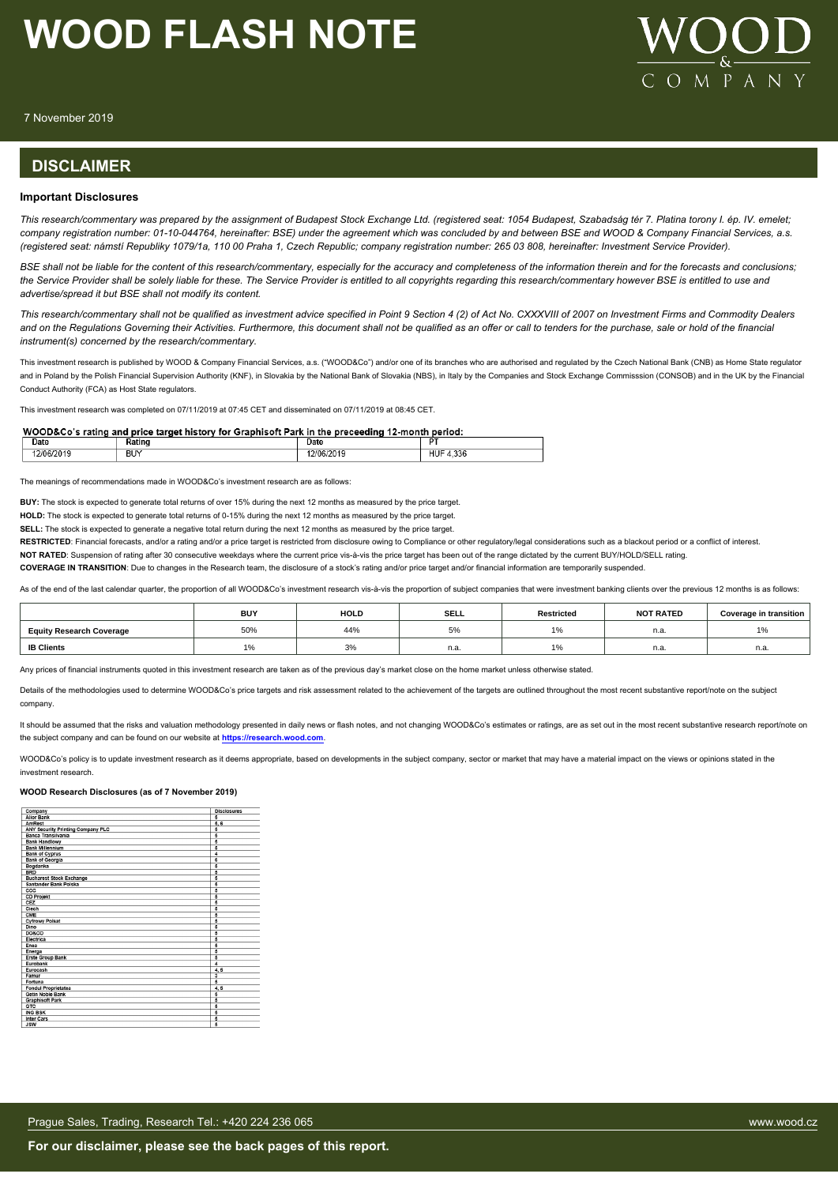## DISCLAIMER

### Important Disclosures

*This research/commentary was prepared by the assignment of Budapest Stock Exchange Ltd. (registered seat: 1054 Budapest, Szabadság tér 7. Platina torony I. ép. IV. emelet; company registration number: 01-10-044764, hereinafter: BSE) under the agreement which was concluded by and between BSE and WOOD & Company Financial Services, a.s. (registered seat: náměstí Republiky 1079/1a, 110 00 Praha 1, Czech Republic; company registration number: 265 03 808, hereinafter: Investment Service Provider).*

*BSE shall not be liable for the content of this research/commentary, especially for the accuracy and completeness of the information therein and for the forecasts and conclusions; the Service Provider shall be solely liable for these. The Service Provider is entitled to all copyrights regarding this research/commentary however BSE is entitled to use and advertise/spread it but BSE shall not modify its content.*

*This research/commentary shall not be qualified as investment advice specified in Point 9 Section 4 (2) of Act No. CXXXVIII of 2007 on Investment Firms and Commodity Dealers and on the Regulations Governing their Activities. Furthermore, this document shall not be qualified as an offer or call to tenders for the purchase, sale or hold of the financial instrument(s) concerned by the research/commentary.*

This investment research is published by WOOD & Company Financial Services, a.s. ("WOOD&Co") and/or one of its branches who are authorised and regulated by the Czech National Bank (CNB) as Home State regulator and in Poland by the Polish Financial Supervision Authority (KNF), in Slovakia by the National Bank of Slovakia (NBS), in Italy by the Companies and Stock Exchange Commisssion (CONSOB) and in the UK by the Financial Conduct Authority (FCA) as Host State regulators.

This investment research was completed on 07/11/2019 at 07:45 CET and disseminated on 07/11/2019 at 08:45 CET.

**WOOD&Co's rating and price target history for Graphisoft Park in the preceeding 12-month period:**

| Date | Rating | Date | PT |
|---|---|---|---|
| 12/06/2019 | BUY | 12/06/2019 | HUF 4,336 |

The meanings of recommendations made in WOOD&Co's investment research are as follows:

**BUY:** The stock is expected to generate total returns of over 15% during the next 12 months as measured by the price target.

**HOLD:** The stock is expected to generate total returns of 0-15% during the next 12 months as measured by the price target.

**SELL:** The stock is expected to generate a negative total return during the next 12 months as measured by the price target.

**RESTRICTED**: Financial forecasts, and/or a rating and/or a price target is restricted from disclosure owing to Compliance or other regulatory/legal considerations such as a blackout period or a conflict of interest.

**NOT RATED**: Suspension of rating after 30 consecutive weekdays where the current price vis-à-vis the price target has been out of the range dictated by the current BUY/HOLD/SELL rating.

**COVERAGE IN TRANSITION**: Due to changes in the Research team, the disclosure of a stock's rating and/or price target and/or financial information are temporarily suspended.

As of the end of the last calendar quarter, the proportion of all WOOD&Co's investment research vis-à-vis the proportion of subject companies that were investment banking clients over the previous 12 months is as follows:

| | BUY | HOLD | SELL | Restricted | NOT RATED | Coverage in transition |
|---|---|---|---|---|---|---|
| **Equity Research Coverage** | 50% | 44% | 5% | 1% | n.a. | 1% |
| **IB Clients** | 1% | 3% | n.a. | 1% | n.a. | n.a. |

Any prices of financial instruments quoted in this investment research are taken as of the previous day's market close on the home market unless otherwise stated.

Details of the methodologies used to determine WOOD&Co's price targets and risk assessment related to the achievement of the targets are outlined throughout the most recent substantive report/note on the subject company.

It should be assumed that the risks and valuation methodology presented in daily news or flash notes, and not changing WOOD&Co's estimates or ratings, are as set out in the most recent substantive research report/note on the subject company and can be found on our website at **https://research.wood.com**.

WOOD&Co's policy is to update investment research as it deems appropriate, based on developments in the subject company, sector or market that may have a material impact on the views or opinions stated in the investment research.

### WOOD Research Disclosures (as of 7 November 2019)

| Company | Disclosures |
|---|---|
| Alior Bank | 5 |
| AmRest | 5, 6 |
| ANY Security Printing Company PLC | 5 |
| Banca Transilvania | 5 |
| Bank Handlowy | 5 |
| Bank Millennium | 5 |
| Bank of Cyprus | 4 |
| Bank of Georgia | 5 |
| Bogdanka | 5 |
| BRD | 5 |
| Bucharest Stock Exchange | 5 |
| Santander Bank Polska | 5 |
| CCC | 5 |
| CD Projekt | 5 |
| CEZ | 5 |
| Ciech | 5 |
| CME | 5 |
| Cyfrowy Polsat | 5 |
| Dino | 5 |
| DO&CO | 5 |
| Electrica | 5 |
| Enea | 5 |
| Energa | 5 |
| Erste Group Bank | 5 |
| Eurobank | 4 |
| Eurocash | 4, 5 |
| Famur | 3 |
| Fortuna | 5 |
| Fondul Proprietatea | 4, 5 |
| Getin Noble Bank | 5 |
| Graphisoft Park | 5 |
| GTC | 5 |
| ING BSK | 5 |
| Inter Cars | 5 |
| JSW | 5 |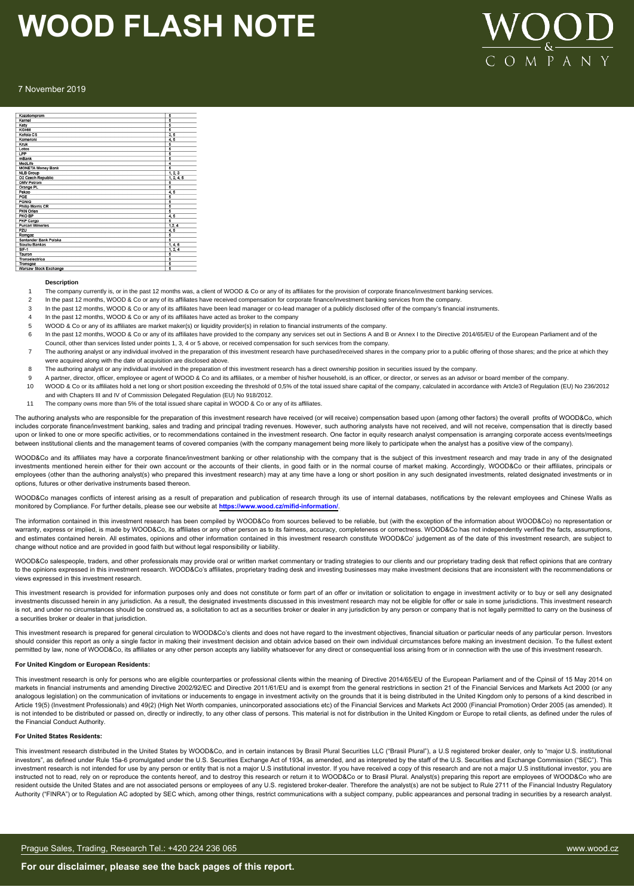| Company | Disclosures |
|---|---|
| Kazatomprom | 5 |
| Kernel | 5 |
| Kety | 5 |
| KGHM | 5 |
| Kofola CS | 3, 5 |
| Komercni | 4, 5 |
| Kruk | 5 |
| Lotos | 5 |
| LPP | 5 |
| mBank | 5 |
| MedLife | 4 |
| MONETA Money Bank | 5 |
| NLB Group | 1, 2, 3 |
| O2 Czech Republic | 1, 2, 4, 5 |
| OMV Petrom | 5 |
| Orange PL | 5 |
| Pekao | 4, 5 |
| PGE | 5 |
| PGNIG | 5 |
| Philip Morris CR | 5 |
| PKN Orlen | 5 |
| PKO BP | 4, 5 |
| PKP Cargo | 5 |
| Purcari Wineries | 1, 2, 4 |
| PZU | 4, 5 |
| Romgaz | 5 |
| Santander Bank Polska | 5 |
| Siauliu Bankas | 1, 4, 6 |
| SIF-1 | 1, 2, 4 |
| Tauron | 5 |
| Transelectrica | 5 |
| Transgaz | 5 |
| Warsaw Stock Exchange | 5 |

**Description**

1. The company currently is, or in the past 12 months was, a client of WOOD & Co or any of its affiliates for the provision of corporate finance/investment banking services.
2. In the past 12 months, WOOD & Co or any of its affiliates have received compensation for corporate finance/investment banking services from the company.
3. In the past 12 months, WOOD & Co or any of its affiliates have been lead manager or co-lead manager of a publicly disclosed offer of the company's financial instruments.
4. In the past 12 months, WOOD & Co or any of its affiliates have acted as broker to the company
5. WOOD & Co or any of its affiliates are market maker(s) or liquidity provider(s) in relation to financial instruments of the company.
6. In the past 12 months, WOOD & Co or any of its affiliates have provided to the company any services set out in Sections A and B or Annex I to the Directive 2014/65/EU of the European Parliament and of the Council, other than services listed under points 1, 3, 4 or 5 above, or received compensation for such services from the company.
7. The authoring analyst or any individual involved in the preparation of this investment research have purchased/received shares in the company prior to a public offering of those shares; and the price at which they were acquired along with the date of acquisition are disclosed above.
8. The authoring analyst or any individual involved in the preparation of this investment research has a direct ownership position in securities issued by the company.
9. A partner, director, officer, employee or agent of WOOD & Co and its affiliates, or a member of his/her household, is an officer, or director, or serves as an advisor or board member of the company.
10. WOOD & Co or its affiliates hold a net long or short position exceeding the threshold of 0,5% of the total issued share capital of the company, calculated in accordance with Artcle3 of Regulation (EU) No 236/2012 and with Chapters III and IV of Commission Delegated Regulation (EU) No 918/2012.
11. The company owns more than 5% of the total issued share capital in WOOD & Co or any of its affiliates.

The authoring analysts who are responsible for the preparation of this investment research have received (or will receive) compensation based upon (among other factors) the overall profits of WOOD&Co, which includes corporate finance/investment banking, sales and trading and principal trading revenues. However, such authoring analysts have not received, and will not receive, compensation that is directly based upon or linked to one or more specific activities, or to recommendations contained in the investment research. One factor in equity research analyst compensation is arranging corporate access events/meetings between institutional clients and the management teams of covered companies (with the company management being more likely to participate when the analyst has a positive view of the company).

WOOD&Co and its affiliates may have a corporate finance/investment banking or other relationship with the company that is the subject of this investment research and may trade in any of the designated investments mentioned herein either for their own account or the accounts of their clients, in good faith or in the normal course of market making. Accordingly, WOOD&Co or their affiliates, principals or employees (other than the authoring analyst(s) who prepared this investment research) may at any time have a long or short position in any such designated investments, related designated investments or in options, futures or other derivative instruments based thereon.

WOOD&Co manages conflicts of interest arising as a result of preparation and publication of research through its use of internal databases, notifications by the relevant employees and Chinese Walls as monitored by Compliance. For further details, please see our website at **https://www.wood.cz/mifid-information/**.

The information contained in this investment research has been compiled by WOOD&Co from sources believed to be reliable, but (with the exception of the information about WOOD&Co) no representation or warranty, express or implied, is made by WOOD&Co, its affiliates or any other person as to its fairness, accuracy, completeness or correctness. WOOD&Co has not independently verified the facts, assumptions, and estimates contained herein. All estimates, opinions and other information contained in this investment research constitute WOOD&Co' judgement as of the date of this investment research, are subject to change without notice and are provided in good faith but without legal responsibility or liability.

WOOD&Co salespeople, traders, and other professionals may provide oral or written market commentary or trading strategies to our clients and our proprietary trading desk that reflect opinions that are contrary to the opinions expressed in this investment research. WOOD&Co's affiliates, proprietary trading desk and investing businesses may make investment decisions that are inconsistent with the recommendations or views expressed in this investment research.

This investment research is provided for information purposes only and does not constitute or form part of an offer or invitation or solicitation to engage in investment activity or to buy or sell any designated investments discussed herein in any jurisdiction. As a result, the designated investments discussed in this investment research may not be eligible for offer or sale in some jurisdictions. This investment research is not, and under no circumstances should be construed as, a solicitation to act as a securities broker or dealer in any jurisdiction by any person or company that is not legally permitted to carry on the business of a securities broker or dealer in that jurisdiction.

This investment research is prepared for general circulation to WOOD&Co's clients and does not have regard to the investment objectives, financial situation or particular needs of any particular person. Investors should consider this report as only a single factor in making their investment decision and obtain advice based on their own individual circumstances before making an investment decision. To the fullest extent permitted by law, none of WOOD&Co, its affiliates or any other person accepts any liability whatsoever for any direct or consequential loss arising from or in connection with the use of this investment research.

**For United Kingdom or European Residents:**

This investment research is only for persons who are eligible counterparties or professional clients within the meaning of Directive 2014/65/EU of the European Parliament and of the Cpinsil of 15 May 2014 on markets in financial instruments and amending Directive 2002/92/EC and Directive 2011/61/EU and is exempt from the general restrictions in section 21 of the Financial Services and Markets Act 2000 (or any analogous legislation) on the communication of invitations or inducements to engage in investment activity on the grounds that it is being distributed in the United Kingdom only to persons of a kind described in Article 19(5) (Investment Professionals) and 49(2) (High Net Worth companies, unincorporated associations etc) of the Financial Services and Markets Act 2000 (Financial Promotion) Order 2005 (as amended). It is not intended to be distributed or passed on, directly or indirectly, to any other class of persons. This material is not for distribution in the United Kingdom or Europe to retail clients, as defined under the rules of the Financial Conduct Authority.

**For United States Residents:**

This investment research distributed in the United States by WOOD&Co, and in certain instances by Brasil Plural Securities LLC ("Brasil Plural"), a U.S registered broker dealer, only to "major U.S. institutional investors", as defined under Rule 15a-6 promulgated under the U.S. Securities Exchange Act of 1934, as amended, and as interpreted by the staff of the U.S. Securities and Exchange Commission ("SEC"). This investment research is not intended for use by any person or entity that is not a major U.S institutional investor. If you have received a copy of this research and are not a major U.S institutional investor, you are instructed not to read, rely on or reproduce the contents hereof, and to destroy this research or return it to WOOD&Co or to Brasil Plural. Analyst(s) preparing this report are employees of WOOD&Co who are resident outside the United States and are not associated persons or employees of any U.S. registered broker-dealer. Therefore the analyst(s) are not be subject to Rule 2711 of the Financial Industry Regulatory Authority ("FINRA") or to Regulation AC adopted by SEC which, among other things, restrict communications with a subject company, public appearances and personal trading in securities by a research analyst.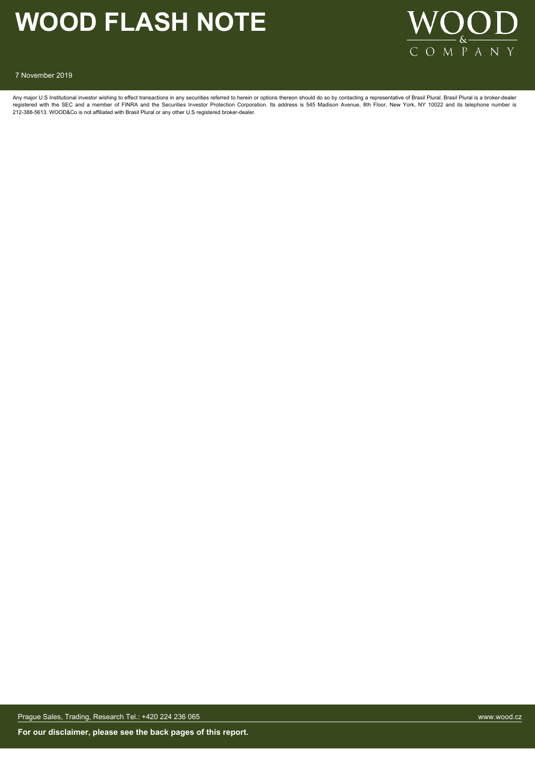# WOOD FLASH NOTE

7 November 2019

Any major U.S Institutional investor wishing to effect transactions in any securities referred to herein or options thereon should do so by contacting a representative of Brasil Plural. Brasil Plural is a broker-dealer registered with the SEC and a member of FINRA and the Securities Investor Protection Corporation. Its address is 545 Madison Avenue, 8th Floor, New York, NY 10022 and its telephone number is 212-388-5613. WOOD&Co is not affiliated with Brasil Plural or any other U.S registered broker-dealer.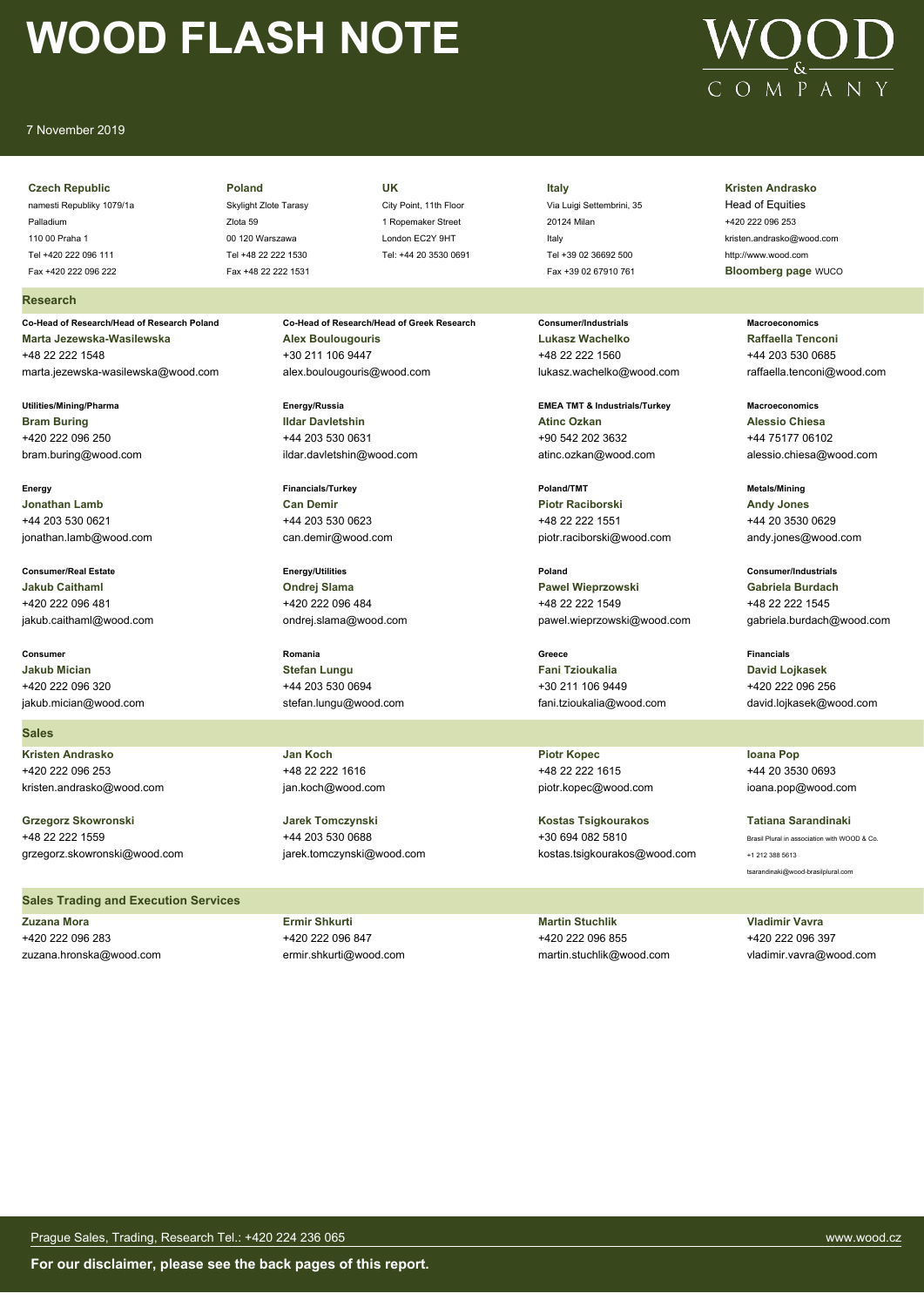# WOOD FLASH NOTE

7 November 2019

**Czech Republic**
namesti Republiky 1079/1a
Palladium
110 00 Praha 1
Tel +420 222 096 111
Fax +420 222 096 222

**Poland**
Skylight Zlote Tarasy
Zlota 59
00 120 Warszawa
Tel +48 22 222 1530
Fax +48 22 222 1531

**UK**
City Point, 11th Floor
1 Ropemaker Street
London EC2Y 9HT
Tel: +44 20 3530 0691

**Italy**
Via Luigi Settembrini, 35
20124 Milan
Italy
Tel +39 02 36692 500
Fax +39 02 67910 761

**Kristen Andrasko**
Head of Equities
+420 222 096 253
kristen.andrasko@wood.com
http://www.wood.com
**Bloomberg page** WUCO

## Research

**Co-Head of Research/Head of Research Poland**
**Marta Jezewska-Wasilewska**
+48 22 222 1548
marta.jezewska-wasilewska@wood.com

**Co-Head of Research/Head of Greek Research**
**Alex Boulougouris**
+30 211 106 9447
alex.boulougouris@wood.com

**Consumer/Industrials**
**Lukasz Wachelko**
+48 22 222 1560
lukasz.wachelko@wood.com

**Macroeconomics**
**Raffaella Tenconi**
+44 203 530 0685
raffaella.tenconi@wood.com

**Utilities/Mining/Pharma**
**Bram Buring**
+420 222 096 250
bram.buring@wood.com

**Energy/Russia**
**Ildar Davletshin**
+44 203 530 0631
ildar.davletshin@wood.com

**EMEA TMT & Industrials/Turkey**
**Atinc Ozkan**
+90 542 202 3632
atinc.ozkan@wood.com

**Macroeconomics**
**Alessio Chiesa**
+44 75177 06102
alessio.chiesa@wood.com

**Energy**
**Jonathan Lamb**
+44 203 530 0621
jonathan.lamb@wood.com

**Financials/Turkey**
**Can Demir**
+44 203 530 0623
can.demir@wood.com

**Poland/TMT**
**Piotr Raciborski**
+48 22 222 1551
piotr.raciborski@wood.com

**Metals/Mining**
**Andy Jones**
+44 20 3530 0629
andy.jones@wood.com

**Consumer/Real Estate**
**Jakub Caithaml**
+420 222 096 481
jakub.caithaml@wood.com

**Energy/Utilities**
**Ondrej Slama**
+420 222 096 484
ondrej.slama@wood.com

**Poland**
**Pawel Wieprzowski**
+48 22 222 1549
pawel.wieprzowski@wood.com

**Consumer/Industrials**
**Gabriela Burdach**
+48 22 222 1545
gabriela.burdach@wood.com

**Consumer**
**Jakub Mician**
+420 222 096 320
jakub.mician@wood.com

**Romania**
**Stefan Lungu**
+44 203 530 0694
stefan.lungu@wood.com

**Greece**
**Fani Tzioukalia**
+30 211 106 9449
fani.tzioukalia@wood.com

**Financials**
**David Lojkasek**
+420 222 096 256
david.lojkasek@wood.com

## Sales

**Kristen Andrasko**
+420 222 096 253
kristen.andrasko@wood.com

**Jan Koch**
+48 22 222 1616
jan.koch@wood.com

**Piotr Kopec**
+48 22 222 1615
piotr.kopec@wood.com

**Ioana Pop**
+44 20 3530 0693
ioana.pop@wood.com

**Grzegorz Skowronski**
+48 22 222 1559
grzegorz.skowronski@wood.com

**Jarek Tomczynski**
+44 203 530 0688
jarek.tomczynski@wood.com

**Kostas Tsigkourakos**
+30 694 082 5810
kostas.tsigkourakos@wood.com

**Tatiana Sarandinaki**
Brasil Plural in association with WOOD & Co.
+1 212 388 5613
tsarandinaki@wood-brasilplural.com

## Sales Trading and Execution Services

**Zuzana Mora**
+420 222 096 283
zuzana.hronska@wood.com

**Ermir Shkurti**
+420 222 096 847
ermir.shkurti@wood.com

**Martin Stuchlik**
+420 222 096 855
martin.stuchlik@wood.com

**Vladimir Vavra**
+420 222 096 397
vladimir.vavra@wood.com

Prague Sales, Trading, Research Tel.: +420 224 236 065 www.wood.cz

**For our disclaimer, please see the back pages of this report.**